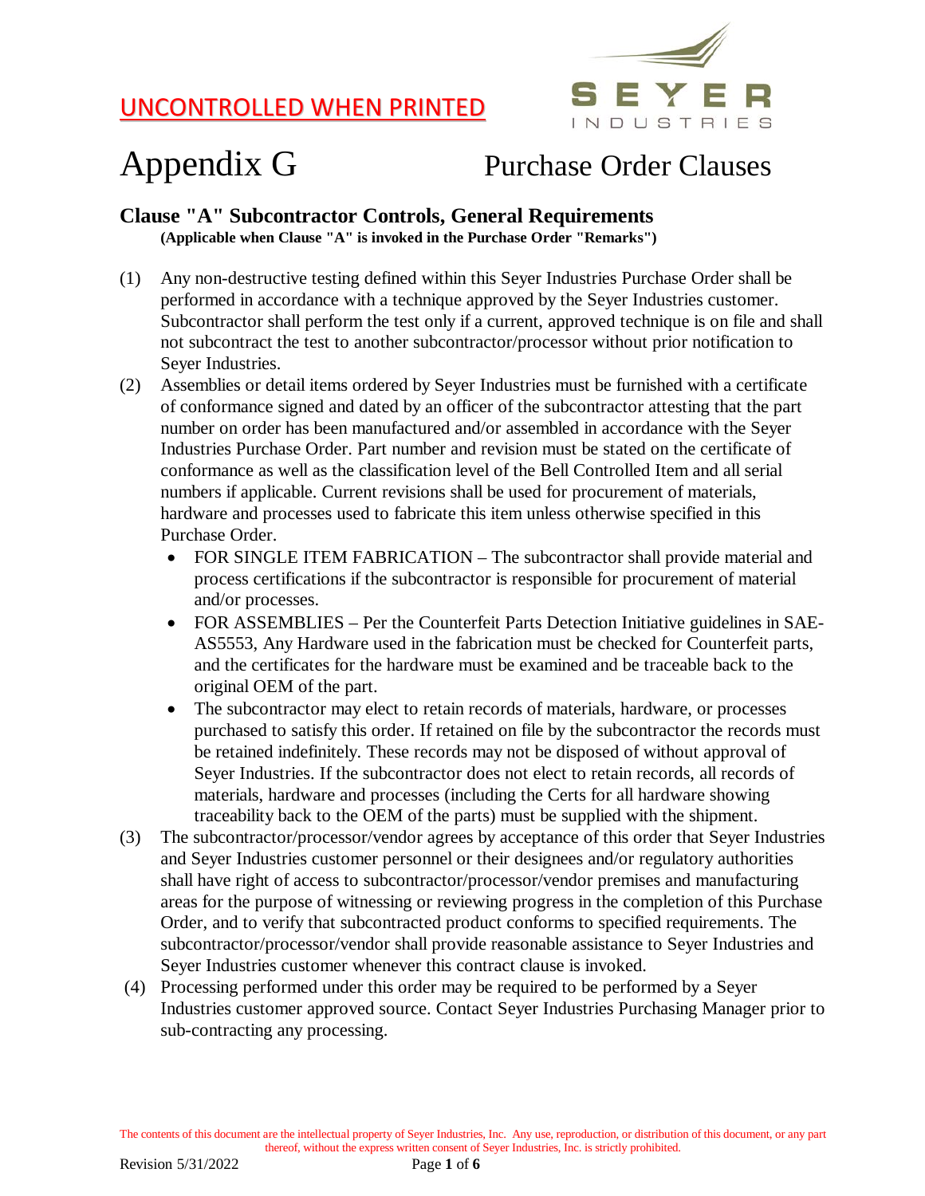UNCONTROLLED WHEN PRINTED

SEYER INDUSTRIES

# Appendix G Purchase Order Clauses

## Clause "A" Subcontractor Controls, General Requirements

**(Applicable when Clause "A" is invoked in the Purchase Order "Remarks")**

(1) Any non-destructive testing defined within this Seyer Industries Purchase Order shall be performed in accordance with a technique approved by the Seyer Industries customer. Subcontractor shall perform the test only if a current, approved technique is on file and shall not subcontract the test to another subcontractor/processor without prior notification to Seyer Industries.

(2) Assemblies or detail items ordered by Seyer Industries must be furnished with a certificate of conformance signed and dated by an officer of the subcontractor attesting that the part number on order has been manufactured and/or assembled in accordance with the Seyer Industries Purchase Order. Part number and revision must be stated on the certificate of conformance as well as the classification level of the Bell Controlled Item and all serial numbers if applicable. Current revisions shall be used for procurement of materials, hardware and processes used to fabricate this item unless otherwise specified in this Purchase Order.

- FOR SINGLE ITEM FABRICATION – The subcontractor shall provide material and process certifications if the subcontractor is responsible for procurement of material and/or processes.
- FOR ASSEMBLIES – Per the Counterfeit Parts Detection Initiative guidelines in SAE-AS5553, Any Hardware used in the fabrication must be checked for Counterfeit parts, and the certificates for the hardware must be examined and be traceable back to the original OEM of the part.
- The subcontractor may elect to retain records of materials, hardware, or processes purchased to satisfy this order. If retained on file by the subcontractor the records must be retained indefinitely. These records may not be disposed of without approval of Seyer Industries. If the subcontractor does not elect to retain records, all records of materials, hardware and processes (including the Certs for all hardware showing traceability back to the OEM of the parts) must be supplied with the shipment.

(3) The subcontractor/processor/vendor agrees by acceptance of this order that Seyer Industries and Seyer Industries customer personnel or their designees and/or regulatory authorities shall have right of access to subcontractor/processor/vendor premises and manufacturing areas for the purpose of witnessing or reviewing progress in the completion of this Purchase Order, and to verify that subcontracted product conforms to specified requirements. The subcontractor/processor/vendor shall provide reasonable assistance to Seyer Industries and Seyer Industries customer whenever this contract clause is invoked.

(4) Processing performed under this order may be required to be performed by a Seyer Industries customer approved source. Contact Seyer Industries Purchasing Manager prior to sub-contracting any processing.

The contents of this document are the intellectual property of Seyer Industries, Inc. Any use, reproduction, or distribution of this document, or any part thereof, without the express written consent of Seyer Industries, Inc. is strictly prohibited.

Revision 5/31/2022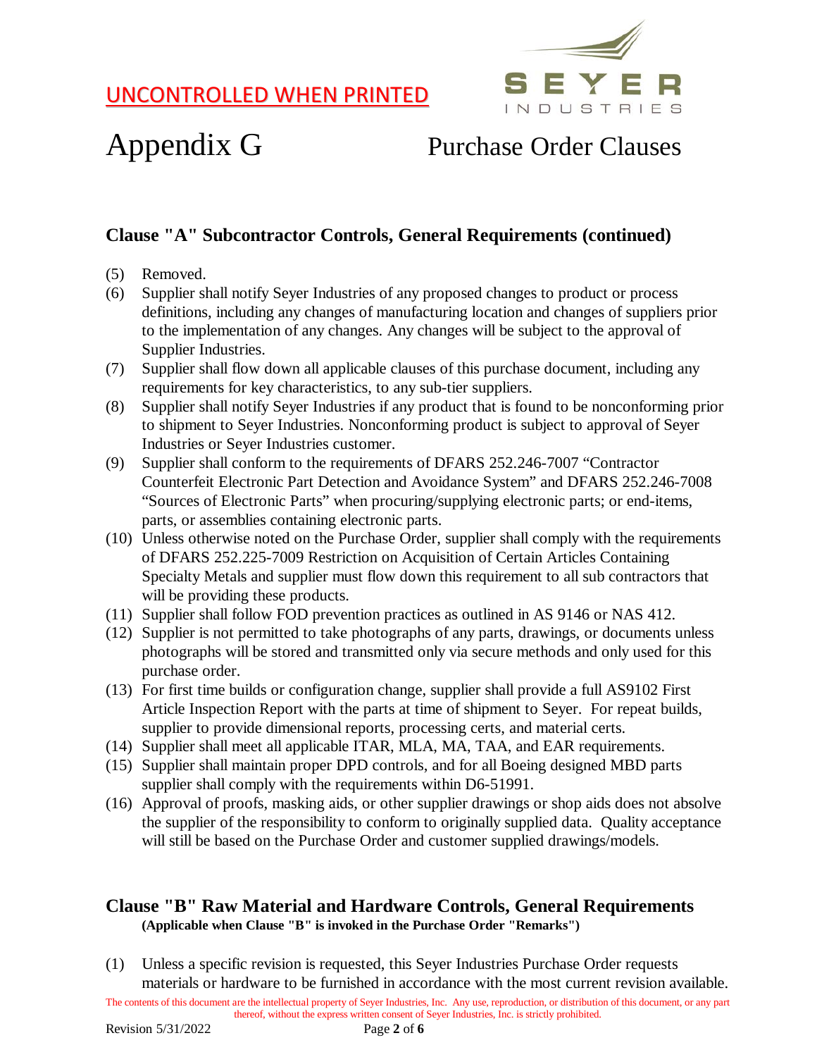UNCONTROLLED WHEN PRINTED

# Appendix G Purchase Order Clauses

## Clause "A" Subcontractor Controls, General Requirements (continued)

(5) Removed.

(6) Supplier shall notify Seyer Industries of any proposed changes to product or process definitions, including any changes of manufacturing location and changes of suppliers prior to the implementation of any changes. Any changes will be subject to the approval of Supplier Industries.

(7) Supplier shall flow down all applicable clauses of this purchase document, including any requirements for key characteristics, to any sub-tier suppliers.

(8) Supplier shall notify Seyer Industries if any product that is found to be nonconforming prior to shipment to Seyer Industries. Nonconforming product is subject to approval of Seyer Industries or Seyer Industries customer.

(9) Supplier shall conform to the requirements of DFARS 252.246-7007 "Contractor Counterfeit Electronic Part Detection and Avoidance System" and DFARS 252.246-7008 "Sources of Electronic Parts" when procuring/supplying electronic parts; or end-items, parts, or assemblies containing electronic parts.

(10) Unless otherwise noted on the Purchase Order, supplier shall comply with the requirements of DFARS 252.225-7009 Restriction on Acquisition of Certain Articles Containing Specialty Metals and supplier must flow down this requirement to all sub contractors that will be providing these products.

(11) Supplier shall follow FOD prevention practices as outlined in AS 9146 or NAS 412.

(12) Supplier is not permitted to take photographs of any parts, drawings, or documents unless photographs will be stored and transmitted only via secure methods and only used for this purchase order.

(13) For first time builds or configuration change, supplier shall provide a full AS9102 First Article Inspection Report with the parts at time of shipment to Seyer. For repeat builds, supplier to provide dimensional reports, processing certs, and material certs.

(14) Supplier shall meet all applicable ITAR, MLA, MA, TAA, and EAR requirements.

(15) Supplier shall maintain proper DPD controls, and for all Boeing designed MBD parts supplier shall comply with the requirements within D6-51991.

(16) Approval of proofs, masking aids, or other supplier drawings or shop aids does not absolve the supplier of the responsibility to conform to originally supplied data. Quality acceptance will still be based on the Purchase Order and customer supplied drawings/models.

## Clause "B" Raw Material and Hardware Controls, General Requirements

**(Applicable when Clause "B" is invoked in the Purchase Order "Remarks")**

(1) Unless a specific revision is requested, this Seyer Industries Purchase Order requests materials or hardware to be furnished in accordance with the most current revision available.

The contents of this document are the intellectual property of Seyer Industries, Inc. Any use, reproduction, or distribution of this document, or any part thereof, without the express written consent of Seyer Industries, Inc. is strictly prohibited.

Revision 5/31/2022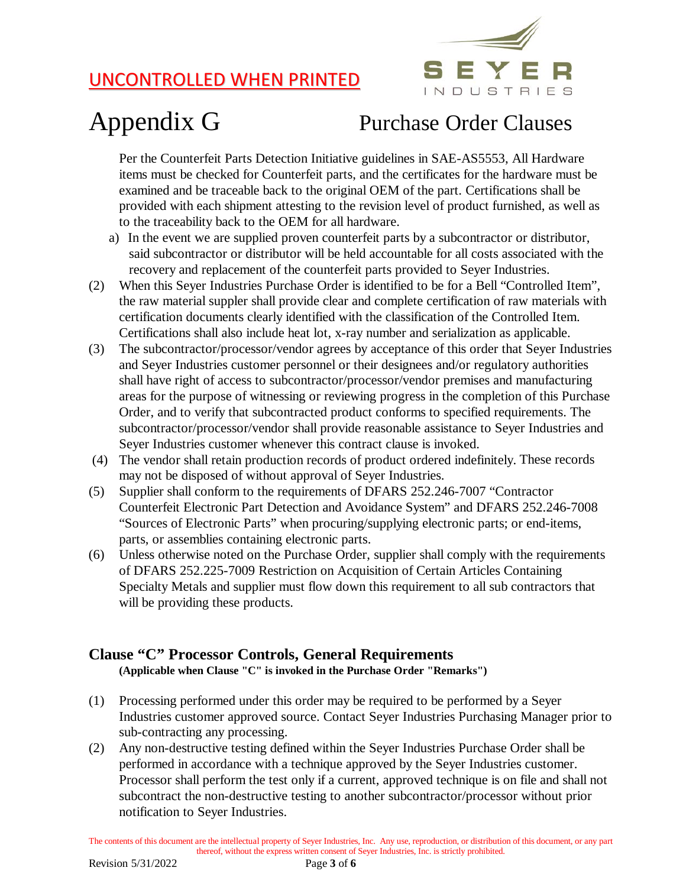Per the Counterfeit Parts Detection Initiative guidelines in SAE-AS5553, All Hardware items must be checked for Counterfeit parts, and the certificates for the hardware must be examined and be traceable back to the original OEM of the part. Certifications shall be provided with each shipment attesting to the revision level of product furnished, as well as to the traceability back to the OEM for all hardware.

a) In the event we are supplied proven counterfeit parts by a subcontractor or distributor, said subcontractor or distributor will be held accountable for all costs associated with the recovery and replacement of the counterfeit parts provided to Seyer Industries.

(2) When this Seyer Industries Purchase Order is identified to be for a Bell "Controlled Item", the raw material suppler shall provide clear and complete certification of raw materials with certification documents clearly identified with the classification of the Controlled Item. Certifications shall also include heat lot, x-ray number and serialization as applicable.

(3) The subcontractor/processor/vendor agrees by acceptance of this order that Seyer Industries and Seyer Industries customer personnel or their designees and/or regulatory authorities shall have right of access to subcontractor/processor/vendor premises and manufacturing areas for the purpose of witnessing or reviewing progress in the completion of this Purchase Order, and to verify that subcontracted product conforms to specified requirements. The subcontractor/processor/vendor shall provide reasonable assistance to Seyer Industries and Seyer Industries customer whenever this contract clause is invoked.

(4) The vendor shall retain production records of product ordered indefinitely. These records may not be disposed of without approval of Seyer Industries.

(5) Supplier shall conform to the requirements of DFARS 252.246-7007 "Contractor Counterfeit Electronic Part Detection and Avoidance System" and DFARS 252.246-7008 "Sources of Electronic Parts" when procuring/supplying electronic parts; or end-items, parts, or assemblies containing electronic parts.

(6) Unless otherwise noted on the Purchase Order, supplier shall comply with the requirements of DFARS 252.225-7009 Restriction on Acquisition of Certain Articles Containing Specialty Metals and supplier must flow down this requirement to all sub contractors that will be providing these products.

## Clause "C" Processor Controls, General Requirements

**(Applicable when Clause "C" is invoked in the Purchase Order "Remarks")**

(1) Processing performed under this order may be required to be performed by a Seyer Industries customer approved source. Contact Seyer Industries Purchasing Manager prior to sub-contracting any processing.

(2) Any non-destructive testing defined within the Seyer Industries Purchase Order shall be performed in accordance with a technique approved by the Seyer Industries customer. Processor shall perform the test only if a current, approved technique is on file and shall not subcontract the non-destructive testing to another subcontractor/processor without prior notification to Seyer Industries.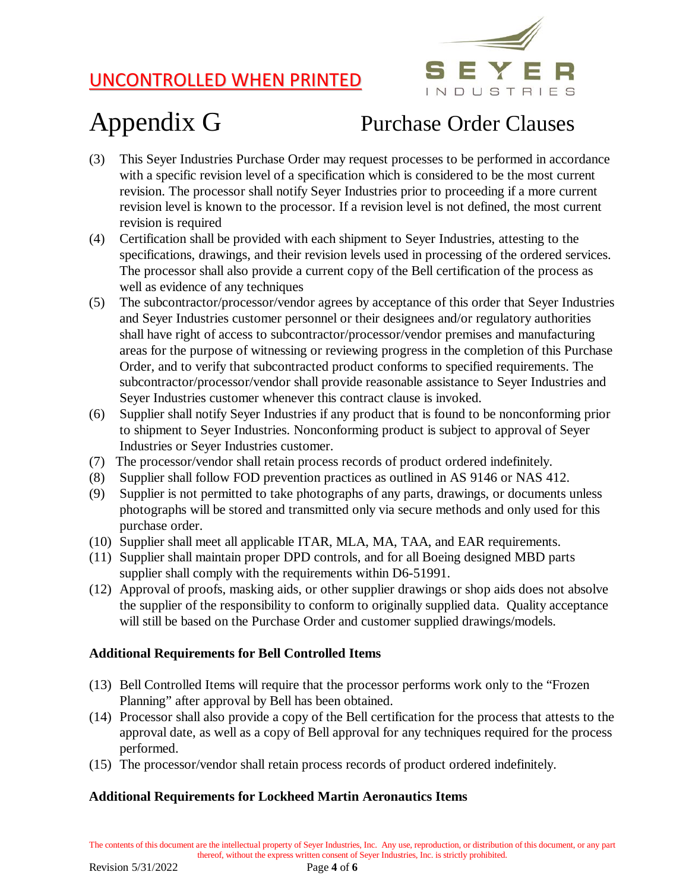UNCONTROLLED WHEN PRINTED

# Appendix G Purchase Order Clauses

(3) This Seyer Industries Purchase Order may request processes to be performed in accordance with a specific revision level of a specification which is considered to be the most current revision. The processor shall notify Seyer Industries prior to proceeding if a more current revision level is known to the processor. If a revision level is not defined, the most current revision is required

(4) Certification shall be provided with each shipment to Seyer Industries, attesting to the specifications, drawings, and their revision levels used in processing of the ordered services. The processor shall also provide a current copy of the Bell certification of the process as well as evidence of any techniques

(5) The subcontractor/processor/vendor agrees by acceptance of this order that Seyer Industries and Seyer Industries customer personnel or their designees and/or regulatory authorities shall have right of access to subcontractor/processor/vendor premises and manufacturing areas for the purpose of witnessing or reviewing progress in the completion of this Purchase Order, and to verify that subcontracted product conforms to specified requirements. The subcontractor/processor/vendor shall provide reasonable assistance to Seyer Industries and Seyer Industries customer whenever this contract clause is invoked.

(6) Supplier shall notify Seyer Industries if any product that is found to be nonconforming prior to shipment to Seyer Industries. Nonconforming product is subject to approval of Seyer Industries or Seyer Industries customer.

(7) The processor/vendor shall retain process records of product ordered indefinitely.

(8) Supplier shall follow FOD prevention practices as outlined in AS 9146 or NAS 412.

(9) Supplier is not permitted to take photographs of any parts, drawings, or documents unless photographs will be stored and transmitted only via secure methods and only used for this purchase order.

(10) Supplier shall meet all applicable ITAR, MLA, MA, TAA, and EAR requirements.

(11) Supplier shall maintain proper DPD controls, and for all Boeing designed MBD parts supplier shall comply with the requirements within D6-51991.

(12) Approval of proofs, masking aids, or other supplier drawings or shop aids does not absolve the supplier of the responsibility to conform to originally supplied data. Quality acceptance will still be based on the Purchase Order and customer supplied drawings/models.

**Additional Requirements for Bell Controlled Items**

(13) Bell Controlled Items will require that the processor performs work only to the "Frozen Planning" after approval by Bell has been obtained.

(14) Processor shall also provide a copy of the Bell certification for the process that attests to the approval date, as well as a copy of Bell approval for any techniques required for the process performed.

(15) The processor/vendor shall retain process records of product ordered indefinitely.

**Additional Requirements for Lockheed Martin Aeronautics Items**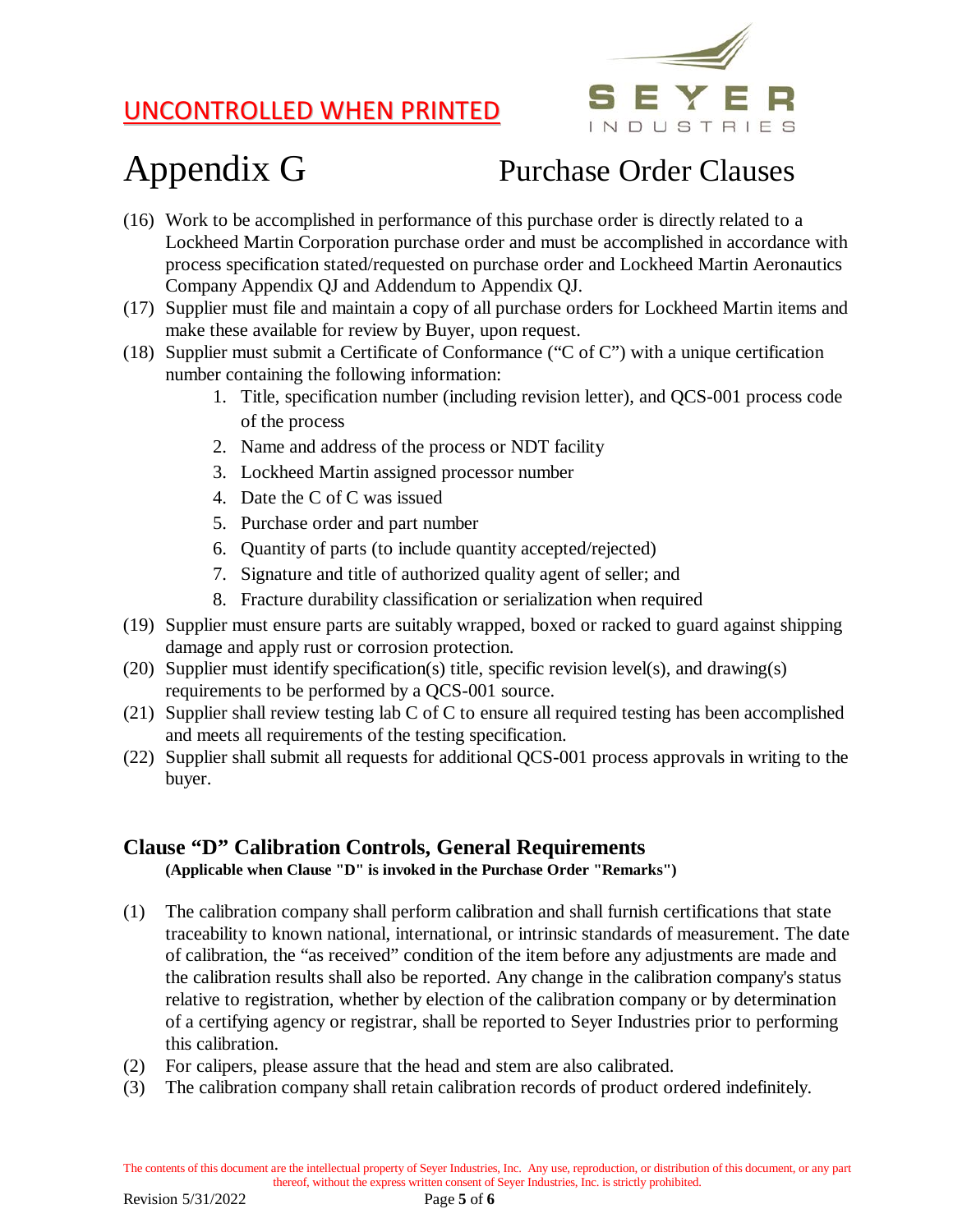UNCONTROLLED WHEN PRINTED

# Appendix G Purchase Order Clauses

(16) Work to be accomplished in performance of this purchase order is directly related to a Lockheed Martin Corporation purchase order and must be accomplished in accordance with process specification stated/requested on purchase order and Lockheed Martin Aeronautics Company Appendix QJ and Addendum to Appendix QJ.

(17) Supplier must file and maintain a copy of all purchase orders for Lockheed Martin items and make these available for review by Buyer, upon request.

(18) Supplier must submit a Certificate of Conformance ("C of C") with a unique certification number containing the following information:

1. Title, specification number (including revision letter), and QCS-001 process code of the process
2. Name and address of the process or NDT facility
3. Lockheed Martin assigned processor number
4. Date the C of C was issued
5. Purchase order and part number
6. Quantity of parts (to include quantity accepted/rejected)
7. Signature and title of authorized quality agent of seller; and
8. Fracture durability classification or serialization when required

(19) Supplier must ensure parts are suitably wrapped, boxed or racked to guard against shipping damage and apply rust or corrosion protection.

(20) Supplier must identify specification(s) title, specific revision level(s), and drawing(s) requirements to be performed by a QCS-001 source.

(21) Supplier shall review testing lab C of C to ensure all required testing has been accomplished and meets all requirements of the testing specification.

(22) Supplier shall submit all requests for additional QCS-001 process approvals in writing to the buyer.

## Clause "D" Calibration Controls, General Requirements

**(Applicable when Clause "D" is invoked in the Purchase Order "Remarks")**

(1) The calibration company shall perform calibration and shall furnish certifications that state traceability to known national, international, or intrinsic standards of measurement. The date of calibration, the "as received" condition of the item before any adjustments are made and the calibration results shall also be reported. Any change in the calibration company's status relative to registration, whether by election of the calibration company or by determination of a certifying agency or registrar, shall be reported to Seyer Industries prior to performing this calibration.

(2) For calipers, please assure that the head and stem are also calibrated.

(3) The calibration company shall retain calibration records of product ordered indefinitely.

The contents of this document are the intellectual property of Seyer Industries, Inc. Any use, reproduction, or distribution of this document, or any part thereof, without the express written consent of Seyer Industries, Inc. is strictly prohibited.

Revision 5/31/2022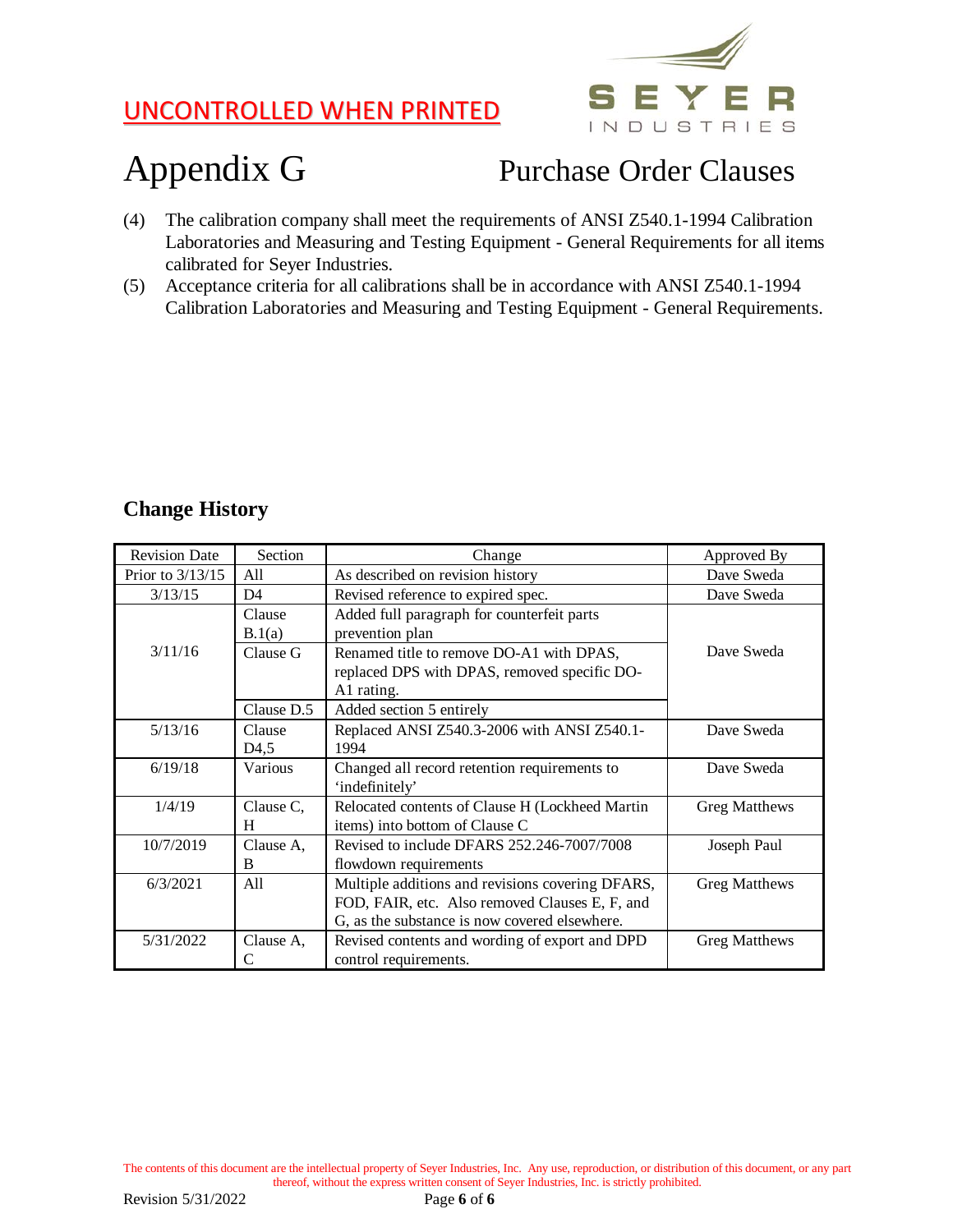UNCONTROLLED WHEN PRINTED

# Appendix G Purchase Order Clauses

(4) The calibration company shall meet the requirements of ANSI Z540.1-1994 Calibration Laboratories and Measuring and Testing Equipment - General Requirements for all items calibrated for Seyer Industries.

(5) Acceptance criteria for all calibrations shall be in accordance with ANSI Z540.1-1994 Calibration Laboratories and Measuring and Testing Equipment - General Requirements.

## Change History

| Revision Date | Section | Change | Approved By |
|---|---|---|---|
| Prior to 3/13/15 | All | As described on revision history | Dave Sweda |
| 3/13/15 | D4 | Revised reference to expired spec. | Dave Sweda |
| 3/11/16 | Clause B.1(a) | Added full paragraph for counterfeit parts prevention plan | Dave Sweda |
| | Clause G | Renamed title to remove DO-A1 with DPAS, replaced DPS with DPAS, removed specific DO-A1 rating. | |
| | Clause D.5 | Added section 5 entirely | |
| 5/13/16 | Clause D4,5 | Replaced ANSI Z540.3-2006 with ANSI Z540.1-1994 | Dave Sweda |
| 6/19/18 | Various | Changed all record retention requirements to 'indefinitely' | Dave Sweda |
| 1/4/19 | Clause C, H | Relocated contents of Clause H (Lockheed Martin items) into bottom of Clause C | Greg Matthews |
| 10/7/2019 | Clause A, B | Revised to include DFARS 252.246-7007/7008 flowdown requirements | Joseph Paul |
| 6/3/2021 | All | Multiple additions and revisions covering DFARS, FOD, FAIR, etc. Also removed Clauses E, F, and G, as the substance is now covered elsewhere. | Greg Matthews |
| 5/31/2022 | Clause A, C | Revised contents and wording of export and DPD control requirements. | Greg Matthews |

The contents of this document are the intellectual property of Seyer Industries, Inc. Any use, reproduction, or distribution of this document, or any part thereof, without the express written consent of Seyer Industries, Inc. is strictly prohibited.

Revision 5/31/2022